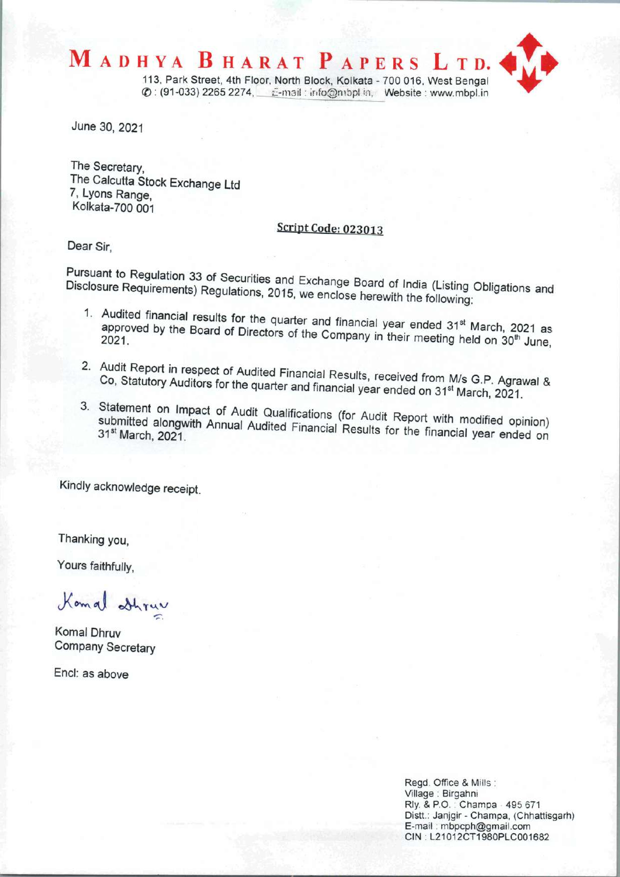# MADHYA BHARAT PAPERS LTD.

113, Park Street, 4th Floor, North Block, Kolkata - 700 016, West Bengal
✆ : (91-033) 2265 2274, E-mail : info@mbpl.in, Website : www.mbpl.in

June 30, 2021

The Secretary,
The Calcutta Stock Exchange Ltd
7, Lyons Range,
Kolkata-700 001

**Script Code: 023013**

Dear Sir,

Pursuant to Regulation 33 of Securities and Exchange Board of India (Listing Obligations and Disclosure Requirements) Regulations, 2015, we enclose herewith the following:

1. Audited financial results for the quarter and financial year ended 31st March, 2021 as approved by the Board of Directors of the Company in their meeting held on 30th June, 2021.

2. Audit Report in respect of Audited Financial Results, received from M/s G.P. Agrawal & Co, Statutory Auditors for the quarter and financial year ended on 31st March, 2021.

3. Statement on Impact of Audit Qualifications (for Audit Report with modified opinion) submitted alongwith Annual Audited Financial Results for the financial year ended on 31st March, 2021.

Kindly acknowledge receipt.

Thanking you,

Yours faithfully,

Komal Dhruv

Komal Dhruv
Company Secretary

Encl: as above

Regd. Office & Mills :
Village : Birgahni
Rly. & P.O. : Champa 495 671
Distt.: Janjgir - Champa, (Chhattisgarh)
E-mail : mbpcph@gmail.com
CIN : L21012CT1980PLC001682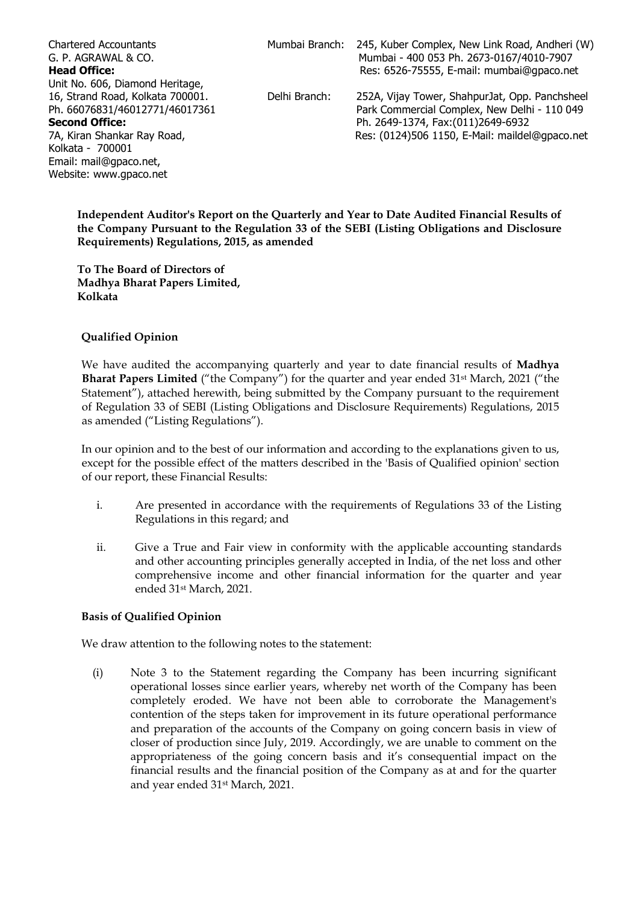Chartered Accountants
G. P. AGRAWAL & CO.
**Head Office:**
Unit No. 606, Diamond Heritage,
16, Strand Road, Kolkata 700001.
Ph. 66076831/46012771/46017361
**Second Office:**
7A, Kiran Shankar Ray Road,
Kolkata - 700001
Email: mail@gpaco.net,
Website: www.gpaco.net

Mumbai Branch: 245, Kuber Complex, New Link Road, Andheri (W)
Mumbai - 400 053 Ph. 2673-0167/4010-7907
Res: 6526-75555, E-mail: mumbai@gpaco.net

Delhi Branch: 252A, Vijay Tower, ShahpurJat, Opp. Panchsheel
Park Commercial Complex, New Delhi - 110 049
Ph. 2649-1374, Fax:(011)2649-6932
Res: (0124)506 1150, E-Mail: maildel@gpaco.net

**Independent Auditor's Report on the Quarterly and Year to Date Audited Financial Results of the Company Pursuant to the Regulation 33 of the SEBI (Listing Obligations and Disclosure Requirements) Regulations, 2015, as amended**

**To The Board of Directors of**
**Madhya Bharat Papers Limited,**
**Kolkata**

## Qualified Opinion

We have audited the accompanying quarterly and year to date financial results of **Madhya Bharat Papers Limited** ("the Company") for the quarter and year ended 31st March, 2021 ("the Statement"), attached herewith, being submitted by the Company pursuant to the requirement of Regulation 33 of SEBI (Listing Obligations and Disclosure Requirements) Regulations, 2015 as amended ("Listing Regulations").

In our opinion and to the best of our information and according to the explanations given to us, except for the possible effect of the matters described in the 'Basis of Qualified opinion' section of our report, these Financial Results:

i. Are presented in accordance with the requirements of Regulations 33 of the Listing Regulations in this regard; and

ii. Give a True and Fair view in conformity with the applicable accounting standards and other accounting principles generally accepted in India, of the net loss and other comprehensive income and other financial information for the quarter and year ended 31st March, 2021.

## Basis of Qualified Opinion

We draw attention to the following notes to the statement:

(i) Note 3 to the Statement regarding the Company has been incurring significant operational losses since earlier years, whereby net worth of the Company has been completely eroded. We have not been able to corroborate the Management's contention of the steps taken for improvement in its future operational performance and preparation of the accounts of the Company on going concern basis in view of closer of production since July, 2019. Accordingly, we are unable to comment on the appropriateness of the going concern basis and it's consequential impact on the financial results and the financial position of the Company as at and for the quarter and year ended 31st March, 2021.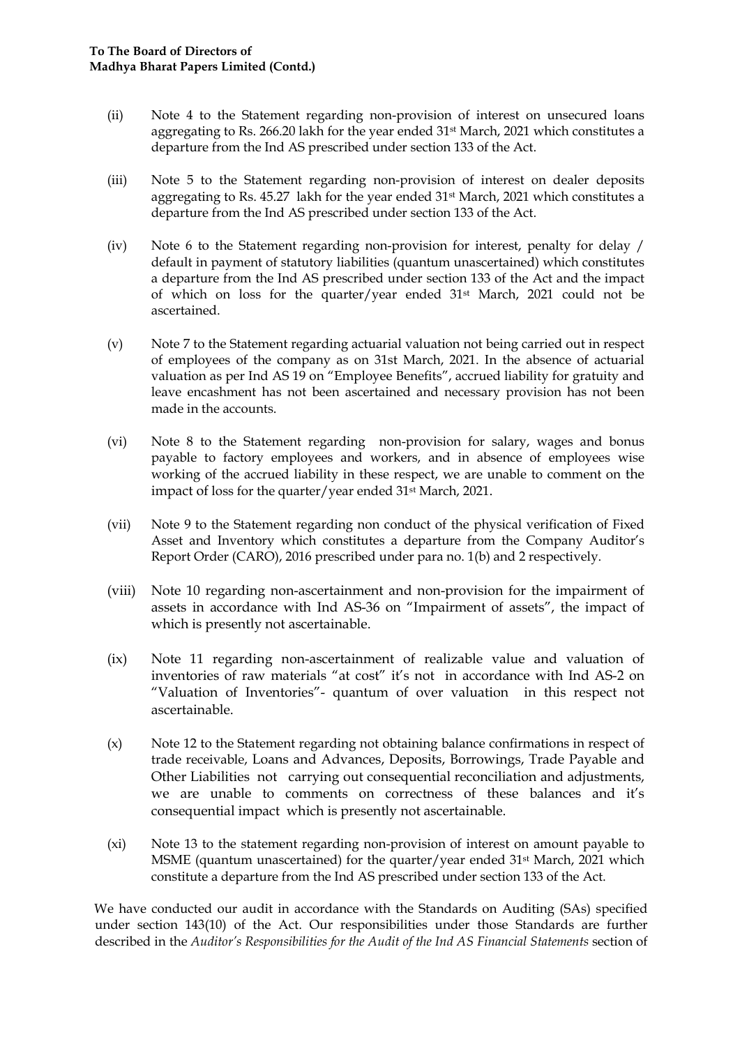**To The Board of Directors of**
**Madhya Bharat Papers Limited (Contd.)**

(ii) Note 4 to the Statement regarding non-provision of interest on unsecured loans aggregating to Rs. 266.20 lakh for the year ended 31st March, 2021 which constitutes a departure from the Ind AS prescribed under section 133 of the Act.

(iii) Note 5 to the Statement regarding non-provision of interest on dealer deposits aggregating to Rs. 45.27 lakh for the year ended 31st March, 2021 which constitutes a departure from the Ind AS prescribed under section 133 of the Act.

(iv) Note 6 to the Statement regarding non-provision for interest, penalty for delay / default in payment of statutory liabilities (quantum unascertained) which constitutes a departure from the Ind AS prescribed under section 133 of the Act and the impact of which on loss for the quarter/year ended 31st March, 2021 could not be ascertained.

(v) Note 7 to the Statement regarding actuarial valuation not being carried out in respect of employees of the company as on 31st March, 2021. In the absence of actuarial valuation as per Ind AS 19 on "Employee Benefits", accrued liability for gratuity and leave encashment has not been ascertained and necessary provision has not been made in the accounts.

(vi) Note 8 to the Statement regarding non-provision for salary, wages and bonus payable to factory employees and workers, and in absence of employees wise working of the accrued liability in these respect, we are unable to comment on the impact of loss for the quarter/year ended 31st March, 2021.

(vii) Note 9 to the Statement regarding non conduct of the physical verification of Fixed Asset and Inventory which constitutes a departure from the Company Auditor's Report Order (CARO), 2016 prescribed under para no. 1(b) and 2 respectively.

(viii) Note 10 regarding non-ascertainment and non-provision for the impairment of assets in accordance with Ind AS-36 on "Impairment of assets", the impact of which is presently not ascertainable.

(ix) Note 11 regarding non-ascertainment of realizable value and valuation of inventories of raw materials "at cost" it's not in accordance with Ind AS-2 on "Valuation of Inventories"- quantum of over valuation in this respect not ascertainable.

(x) Note 12 to the Statement regarding not obtaining balance confirmations in respect of trade receivable, Loans and Advances, Deposits, Borrowings, Trade Payable and Other Liabilities not carrying out consequential reconciliation and adjustments, we are unable to comments on correctness of these balances and it's consequential impact which is presently not ascertainable.

(xi) Note 13 to the statement regarding non-provision of interest on amount payable to MSME (quantum unascertained) for the quarter/year ended 31st March, 2021 which constitute a departure from the Ind AS prescribed under section 133 of the Act.

We have conducted our audit in accordance with the Standards on Auditing (SAs) specified under section 143(10) of the Act. Our responsibilities under those Standards are further described in the *Auditor's Responsibilities for the Audit of the Ind AS Financial Statements* section of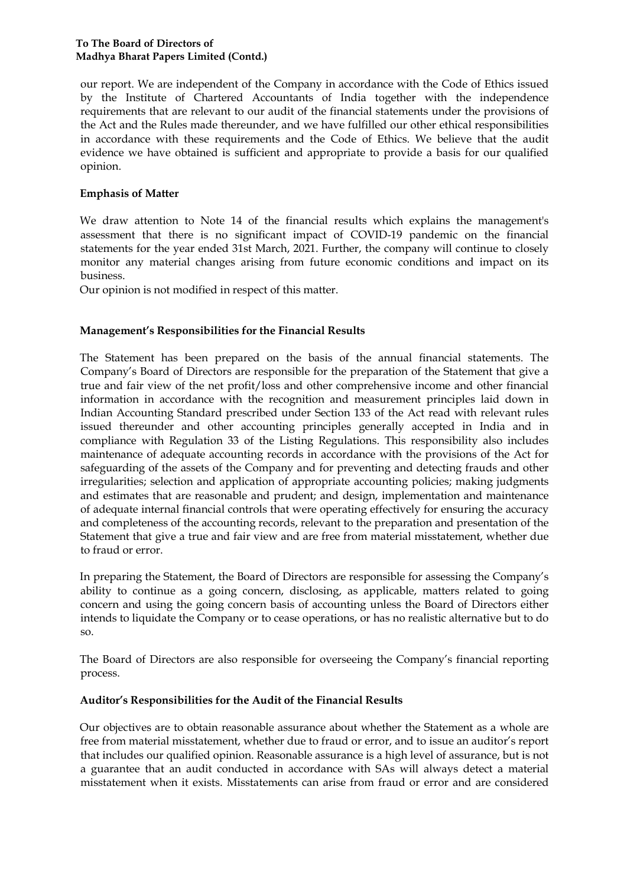our report. We are independent of the Company in accordance with the Code of Ethics issued by the Institute of Chartered Accountants of India together with the independence requirements that are relevant to our audit of the financial statements under the provisions of the Act and the Rules made thereunder, and we have fulfilled our other ethical responsibilities in accordance with these requirements and the Code of Ethics. We believe that the audit evidence we have obtained is sufficient and appropriate to provide a basis for our qualified opinion.

**Emphasis of Matter**

We draw attention to Note 14 of the financial results which explains the management's assessment that there is no significant impact of COVID-19 pandemic on the financial statements for the year ended 31st March, 2021. Further, the company will continue to closely monitor any material changes arising from future economic conditions and impact on its business.

Our opinion is not modified in respect of this matter.

**Management's Responsibilities for the Financial Results**

The Statement has been prepared on the basis of the annual financial statements. The Company's Board of Directors are responsible for the preparation of the Statement that give a true and fair view of the net profit/loss and other comprehensive income and other financial information in accordance with the recognition and measurement principles laid down in Indian Accounting Standard prescribed under Section 133 of the Act read with relevant rules issued thereunder and other accounting principles generally accepted in India and in compliance with Regulation 33 of the Listing Regulations. This responsibility also includes maintenance of adequate accounting records in accordance with the provisions of the Act for safeguarding of the assets of the Company and for preventing and detecting frauds and other irregularities; selection and application of appropriate accounting policies; making judgments and estimates that are reasonable and prudent; and design, implementation and maintenance of adequate internal financial controls that were operating effectively for ensuring the accuracy and completeness of the accounting records, relevant to the preparation and presentation of the Statement that give a true and fair view and are free from material misstatement, whether due to fraud or error.

In preparing the Statement, the Board of Directors are responsible for assessing the Company's ability to continue as a going concern, disclosing, as applicable, matters related to going concern and using the going concern basis of accounting unless the Board of Directors either intends to liquidate the Company or to cease operations, or has no realistic alternative but to do so.

The Board of Directors are also responsible for overseeing the Company's financial reporting process.

**Auditor's Responsibilities for the Audit of the Financial Results**

Our objectives are to obtain reasonable assurance about whether the Statement as a whole are free from material misstatement, whether due to fraud or error, and to issue an auditor's report that includes our qualified opinion. Reasonable assurance is a high level of assurance, but is not a guarantee that an audit conducted in accordance with SAs will always detect a material misstatement when it exists. Misstatements can arise from fraud or error and are considered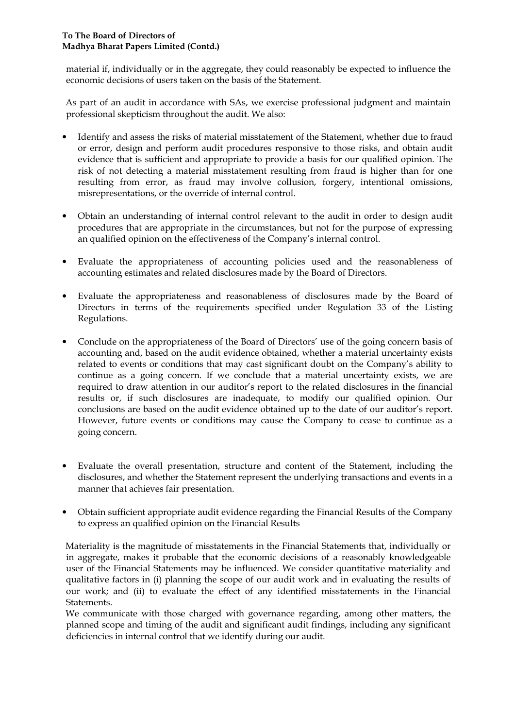material if, individually or in the aggregate, they could reasonably be expected to influence the economic decisions of users taken on the basis of the Statement.

As part of an audit in accordance with SAs, we exercise professional judgment and maintain professional skepticism throughout the audit. We also:

- Identify and assess the risks of material misstatement of the Statement, whether due to fraud or error, design and perform audit procedures responsive to those risks, and obtain audit evidence that is sufficient and appropriate to provide a basis for our qualified opinion. The risk of not detecting a material misstatement resulting from fraud is higher than for one resulting from error, as fraud may involve collusion, forgery, intentional omissions, misrepresentations, or the override of internal control.

- Obtain an understanding of internal control relevant to the audit in order to design audit procedures that are appropriate in the circumstances, but not for the purpose of expressing an qualified opinion on the effectiveness of the Company's internal control.

- Evaluate the appropriateness of accounting policies used and the reasonableness of accounting estimates and related disclosures made by the Board of Directors.

- Evaluate the appropriateness and reasonableness of disclosures made by the Board of Directors in terms of the requirements specified under Regulation 33 of the Listing Regulations.

- Conclude on the appropriateness of the Board of Directors' use of the going concern basis of accounting and, based on the audit evidence obtained, whether a material uncertainty exists related to events or conditions that may cast significant doubt on the Company's ability to continue as a going concern. If we conclude that a material uncertainty exists, we are required to draw attention in our auditor's report to the related disclosures in the financial results or, if such disclosures are inadequate, to modify our qualified opinion. Our conclusions are based on the audit evidence obtained up to the date of our auditor's report. However, future events or conditions may cause the Company to cease to continue as a going concern.

- Evaluate the overall presentation, structure and content of the Statement, including the disclosures, and whether the Statement represent the underlying transactions and events in a manner that achieves fair presentation.

- Obtain sufficient appropriate audit evidence regarding the Financial Results of the Company to express an qualified opinion on the Financial Results

Materiality is the magnitude of misstatements in the Financial Statements that, individually or in aggregate, makes it probable that the economic decisions of a reasonably knowledgeable user of the Financial Statements may be influenced. We consider quantitative materiality and qualitative factors in (i) planning the scope of our audit work and in evaluating the results of our work; and (ii) to evaluate the effect of any identified misstatements in the Financial Statements.

We communicate with those charged with governance regarding, among other matters, the planned scope and timing of the audit and significant audit findings, including any significant deficiencies in internal control that we identify during our audit.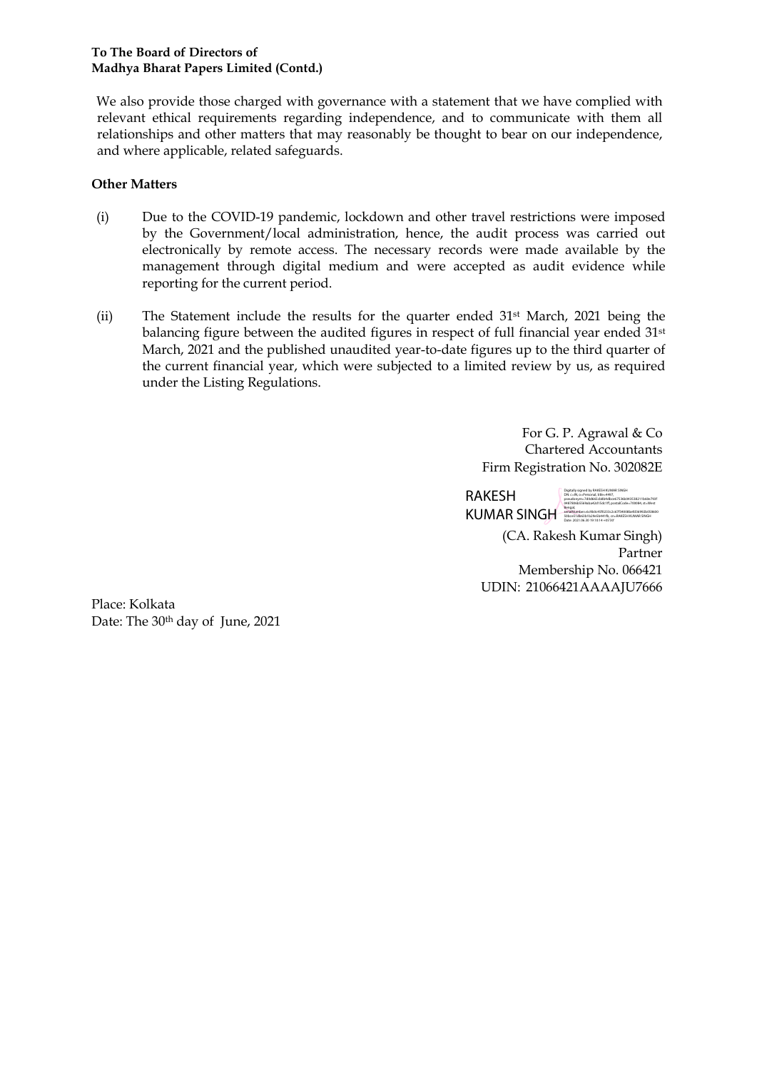**To The Board of Directors of**
**Madhya Bharat Papers Limited (Contd.)**

We also provide those charged with governance with a statement that we have complied with relevant ethical requirements regarding independence, and to communicate with them all relationships and other matters that may reasonably be thought to bear on our independence, and where applicable, related safeguards.

**Other Matters**

(i) Due to the COVID-19 pandemic, lockdown and other travel restrictions were imposed by the Government/local administration, hence, the audit process was carried out electronically by remote access. The necessary records were made available by the management through digital medium and were accepted as audit evidence while reporting for the current period.

(ii) The Statement include the results for the quarter ended 31st March, 2021 being the balancing figure between the audited figures in respect of full financial year ended 31st March, 2021 and the published unaudited year-to-date figures up to the third quarter of the current financial year, which were subjected to a limited review by us, as required under the Listing Regulations.

For G. P. Agrawal & Co
Chartered Accountants
Firm Registration No. 302082E

RAKESH KUMAR SINGH

(CA. Rakesh Kumar Singh)
Partner
Membership No. 066421
UDIN: 21066421AAAAJU7666

Place: Kolkata
Date: The 30th day of June, 2021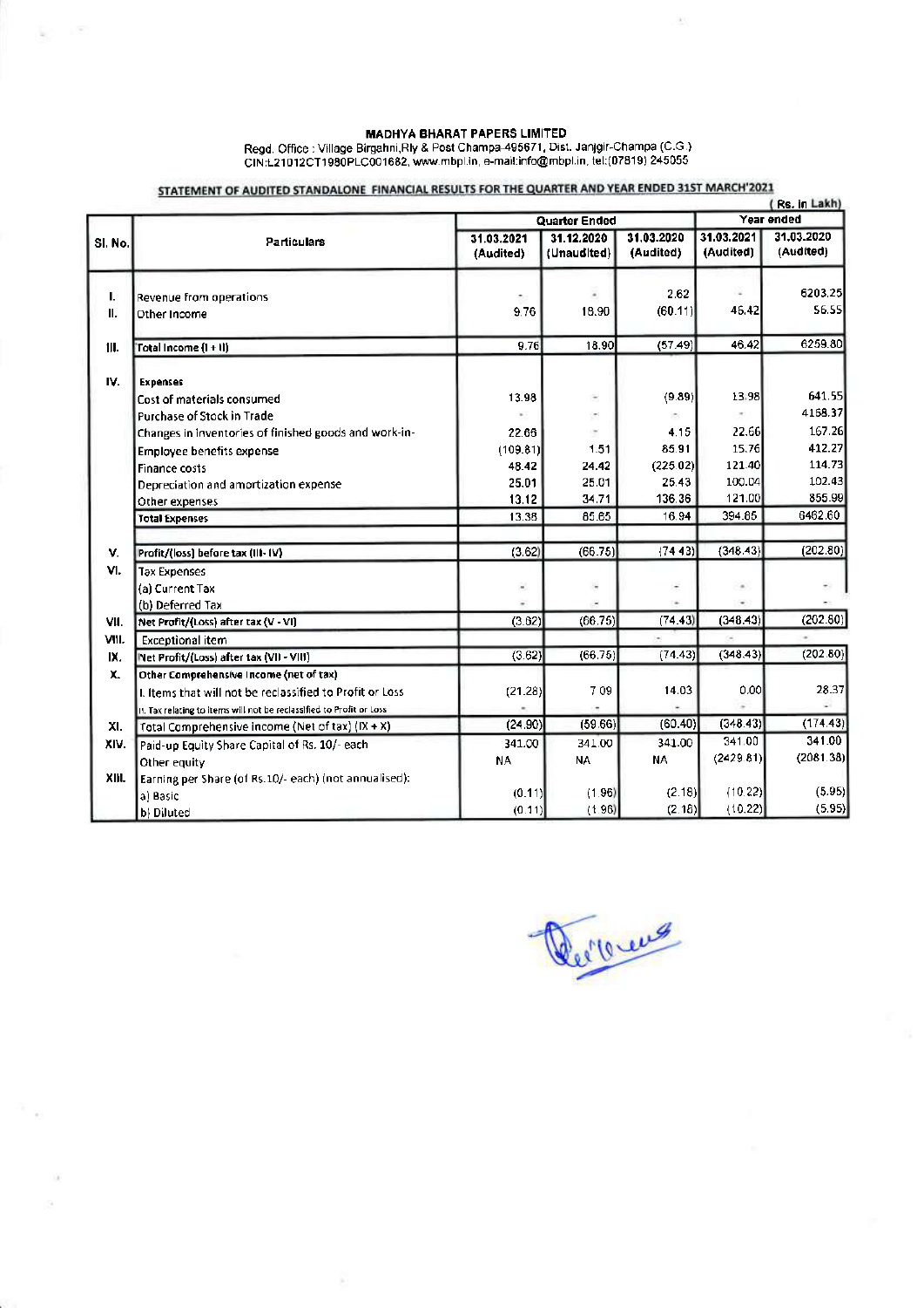**MADHYA BHARAT PAPERS LIMITED**

Regd. Office : Village Birgahni,Rly & Post Champa-495671, Dist. Janjgir-Champa (C.G.)
CIN:L21012CT1980PLC001682, www.mbpl.in, e-mail:info@mbpl.in, tel:(07819) 245055

## STATEMENT OF AUDITED STANDALONE FINANCIAL RESULTS FOR THE QUARTER AND YEAR ENDED 31ST MARCH'2021

( Rs. in Lakh)

| Sl. No. | Particulars | Quarter Ended | | | Year ended | |
|---|---|---|---|---|---|---|
| | | 31.03.2021 (Audited) | 31.12.2020 (Unaudited) | 31.03.2020 (Audited) | 31.03.2021 (Audited) | 31.03.2020 (Audited) |
| I. | Revenue from operations | - | - | 2.62 | - | 6203.25 |
| II. | Other Income | 9.76 | 18.90 | (60.11) | 46.42 | 56.55 |
| III. | Total Income (I + II) | 9.76 | 18.90 | (57.49) | 46.42 | 6259.80 |
| IV. | Expenses | | | | | |
| | Cost of materials consumed | 13.98 | - | (9.89) | 13.98 | 641.55 |
| | Purchase of Stock in Trade | - | - | - | - | 4168.37 |
| | Changes in inventories of finished goods and work-in- | 22.66 | - | 4.15 | 22.66 | 167.26 |
| | Employee benefits expense | (109.81) | 1.51 | 85.91 | 15.76 | 412.27 |
| | Finance costs | 48.42 | 24.42 | (225.02) | 121.40 | 114.73 |
| | Depreciation and amortization expense | 25.01 | 25.01 | 25.43 | 100.04 | 102.43 |
| | Other expenses | 13.12 | 34.71 | 136.36 | 121.00 | 855.99 |
| | Total Expenses | 13.38 | 85.65 | 16.94 | 394.85 | 6462.60 |
| V. | Profit/(loss) before tax (III- IV) | (3.62) | (66.75) | (74.43) | (348.43) | (202.80) |
| VI. | Tax Expenses | | | | | |
| | (a) Current Tax | - | - | - | - | - |
| | (b) Deferred Tax | - | - | - | - | - |
| VII. | Net Profit/(Loss) after tax (V - VI) | (3.62) | (66.75) | (74.43) | (348.43) | (202.80) |
| VIII. | Exceptional item | | | - | - | - |
| IX. | Net Profit/(Loss) after tax (VII - VIII) | (3.62) | (66.75) | (74.43) | (348.43) | (202.80) |
| X. | Other Comprehensive Income (net of tax) | | | | | |
| | I. Items that will not be reclassified to Profit or Loss | (21.28) | 7.09 | 14.03 | 0.00 | 28.37 |
| | II. Tax relating to items will not be reclassified to Profit or Loss | - | - | - | - | - |
| XI. | Total Comprehensive Income (Net of tax) (IX + X) | (24.90) | (59.66) | (60.40) | (348.43) | (174.43) |
| XIV. | Paid-up Equity Share Capital of Rs. 10/- each | 341.00 | 341.00 | 341.00 | 341.00 | 341.00 |
| | Other equity | NA | NA | NA | (2429.81) | (2081.38) |
| XIII. | Earning per Share (of Rs.10/- each) (not annualised): | | | | | |
| | a) Basic | (0.11) | (1.96) | (2.18) | (10.22) | (5.95) |
| | b) Diluted | (0.11) | (1.96) | (2.18) | (10.22) | (5.95) |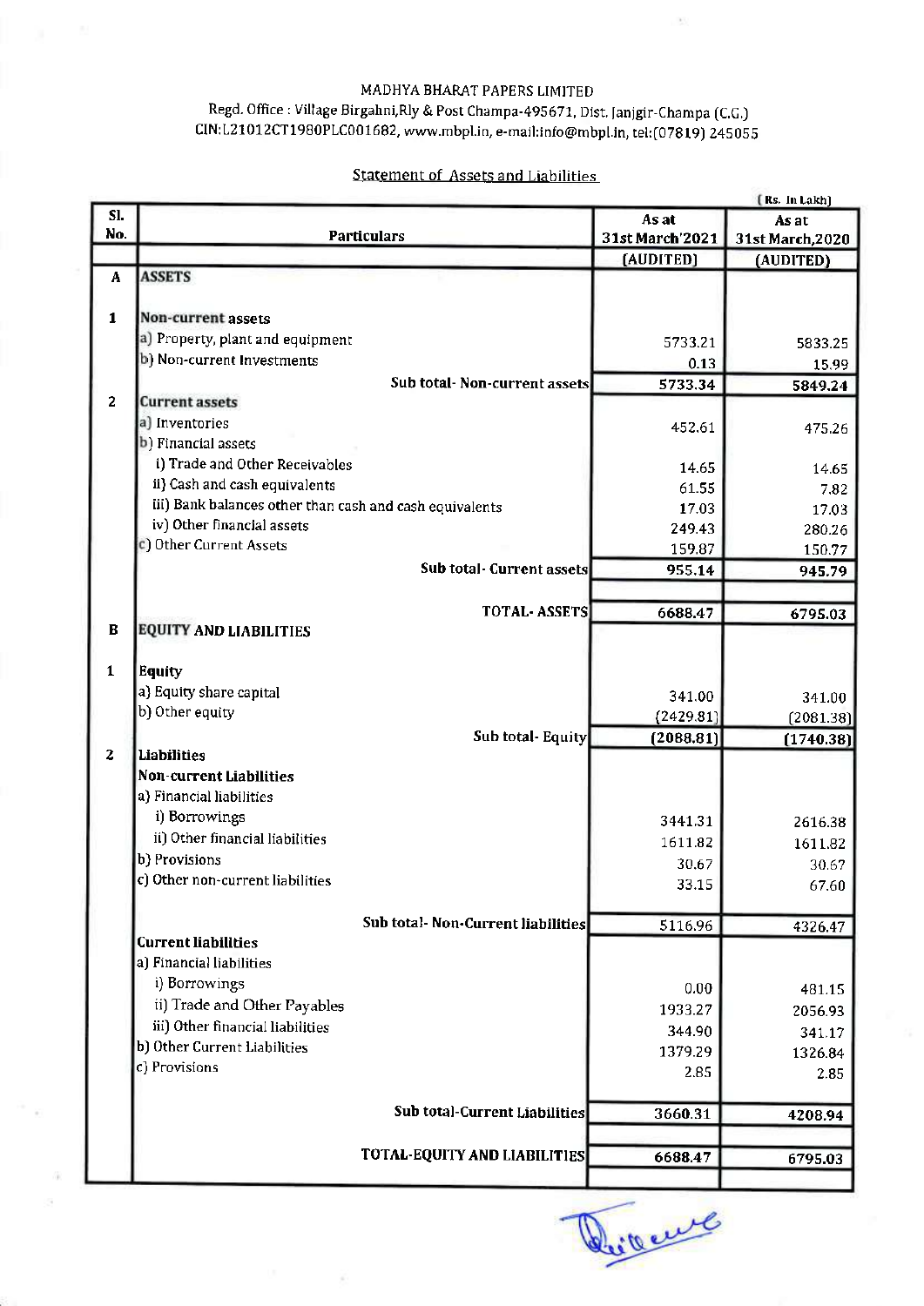MADHYA BHARAT PAPERS LIMITED

Regd. Office : Village Birgahni,Rly & Post Champa-495671, Dist. Janjgir-Champa (C.G.)

CIN:L21012CT1980PLC001682, www.mbpl.in, e-mail:info@mbpl.in, tel:(07819) 245055

## Statement of Assets and Liabilities

(Rs. In Lakh)

| Sl. No. | Particulars | As at 31st March'2021 | As at 31st March,2020 |
|---|---|---|---|
| | | (AUDITED) | (AUDITED) |
| **A** | **ASSETS** | | |
| **1** | **Non-current assets** | | |
| | a) Property, plant and equipment | 5733.21 | 5833.25 |
| | b) Non-current Investments | 0.13 | 15.99 |
| | Sub total- Non-current assets | 5733.34 | 5849.24 |
| **2** | **Current assets** | | |
| | a) Inventories | 452.61 | 475.26 |
| | b) Financial assets | | |
| | i) Trade and Other Receivables | 14.65 | 14.65 |
| | ii) Cash and cash equivalents | 61.55 | 7.82 |
| | iii) Bank balances other than cash and cash equivalents | 17.03 | 17.03 |
| | iv) Other financial assets | 249.43 | 280.26 |
| | c) Other Current Assets | 159.87 | 150.77 |
| | Sub total- Current assets | 955.14 | 945.79 |
| | TOTAL- ASSETS | 6688.47 | 6795.03 |
| **B** | **EQUITY AND LIABILITIES** | | |
| **1** | **Equity** | | |
| | a) Equity share capital | 341.00 | 341.00 |
| | b) Other equity | (2429.81) | (2081.38) |
| | Sub total- Equity | (2088.81) | (1740.38) |
| **2** | **Liabilities** | | |
| | **Non-current Liabilities** | | |
| | a) Financial liabilities | | |
| | i) Borrowings | 3441.31 | 2616.38 |
| | ii) Other financial liabilities | 1611.82 | 1611.82 |
| | b) Provisions | 30.67 | 30.67 |
| | c) Other non-current liabilities | 33.15 | 67.60 |
| | Sub total- Non-Current liabilities | 5116.96 | 4326.47 |
| | **Current liabilities** | | |
| | a) Financial liabilities | | |
| | i) Borrowings | 0.00 | 481.15 |
| | ii) Trade and Other Payables | 1933.27 | 2056.93 |
| | iii) Other financial liabilities | 344.90 | 341.17 |
| | b) Other Current Liabilities | 1379.29 | 1326.84 |
| | c) Provisions | 2.85 | 2.85 |
| | Sub total-Current Liabilities | 3660.31 | 4208.94 |
| | TOTAL-EQUITY AND LIABILITIES | 6688.47 | 6795.03 |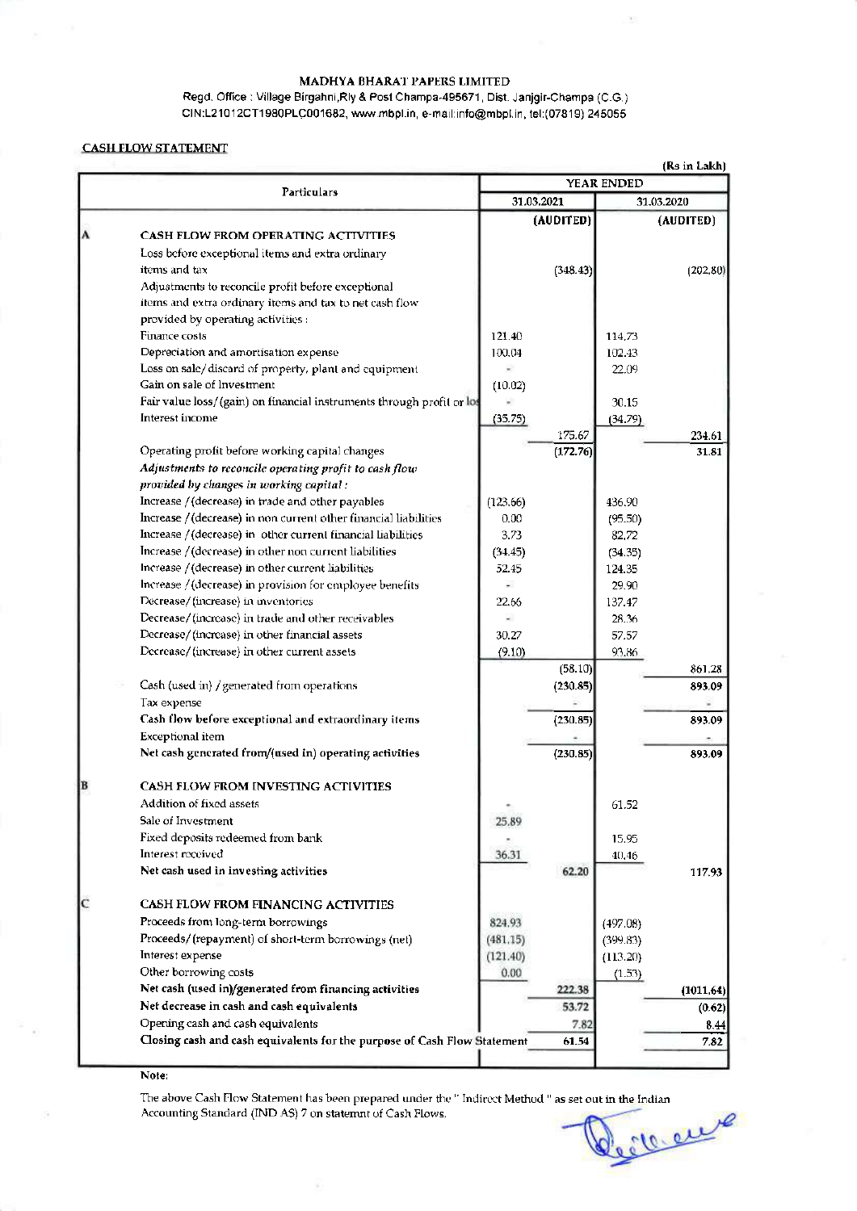**MADHYA BHARAT PAPERS LIMITED**

Regd. Office : Village Birgahni,Rly & Post Champa-495671, Dist. Janjgir-Champa (C.G.)
CIN:L21012CT1980PLC001682, www.mbpl.in, e-mail:info@mbpl.in, tel:(07819) 245055

**CASH FLOW STATEMENT**

(Rs in Lakh)

| | Particulars | YEAR ENDED | | | |
|---|---|---|---|---|---|
| | | 31.03.2021 | | 31.03.2020 | |
| | | | (AUDITED) | | (AUDITED) |
| A | CASH FLOW FROM OPERATING ACTIVITIES | | | | |
| | Loss before exceptional items and extra ordinary items and tax | | (348.43) | | (202.80) |
| | Adjustments to reconcile profit before exceptional items and extra ordinary items and tax to net cash flow provided by operating activities : | | | | |
| | Finance costs | 121.40 | | 114.73 | |
| | Depreciation and amortisation expense | 100.04 | | 102.43 | |
| | Loss on sale/discard of property, plant and equipment | - | | 22.09 | |
| | Gain on sale of Investment | (10.02) | | | |
| | Fair value loss/(gain) on financial instruments through profit or loss | - | | 30.15 | |
| | Interest income | (35.75) | | (34.79) | |
| | | | 175.67 | | 234.61 |
| | Operating profit before working capital changes | | (172.76) | | 31.81 |
| | *Adjustments to reconcile operating profit to cash flow provided by changes in working capital :* | | | | |
| | Increase /(decrease) in trade and other payables | (123.66) | | 436.90 | |
| | Increase /(decrease) in non current other financial liabilities | 0.00 | | (95.50) | |
| | Increase /(decrease) in other current financial liabilities | 3.73 | | 82.72 | |
| | Increase /(decrease) in other non current liabilities | (34.45) | | (34.35) | |
| | Increase /(decrease) in other current liabilities | 52.45 | | 124.35 | |
| | Increase /(decrease) in provision for employee benefits | - | | 29.90 | |
| | Decrease/(increase) in inventories | 22.66 | | 137.47 | |
| | Decrease/(increase) in trade and other receivables | - | | 28.36 | |
| | Decrease/(increase) in other financial assets | 30.27 | | 57.57 | |
| | Decrease/(increase) in other current assets | (9.10) | | 93.86 | |
| | | | (58.10) | | 861.28 |
| | Cash (used in) / generated from operations | | (230.85) | | 893.09 |
| | Tax expense | | - | | - |
| | **Cash flow before exceptional and extraordinary items** | | (230.85) | | 893.09 |
| | Exceptional item | | - | | - |
| | **Net cash generated from/(used in) operating activities** | | (230.85) | | 893.09 |
| B | CASH FLOW FROM INVESTING ACTIVITIES | | | | |
| | Addition of fixed assets | - | | 61.52 | |
| | Sale of Investment | 25.89 | | | |
| | Fixed deposits redeemed from bank | - | | 15.95 | |
| | Interest received | 36.31 | | 40.46 | |
| | **Net cash used in investing activities** | | 62.20 | | 117.93 |
| C | CASH FLOW FROM FINANCING ACTIVITIES | | | | |
| | Proceeds from long-term borrowings | 824.93 | | (497.08) | |
| | Proceeds/(repayment) of short-term borrowings (net) | (481.15) | | (399.83) | |
| | Interest expense | (121.40) | | (113.20) | |
| | Other borrowing costs | 0.00 | | (1.53) | |
| | **Net cash (used in)/generated from financing activities** | | 222.38 | | (1011.64) |
| | **Net decrease in cash and cash equivalents** | | 53.72 | | (0.62) |
| | Opening cash and cash equivalents | | 7.82 | | 8.44 |
| | **Closing cash and cash equivalents for the purpose of Cash Flow Statement** | | 61.54 | | 7.82 |

Note:

The above Cash Flow Statement has been prepared under the " Indirect Method " as set out in the Indian Accounting Standard (IND AS) 7 on statemnt of Cash Flows.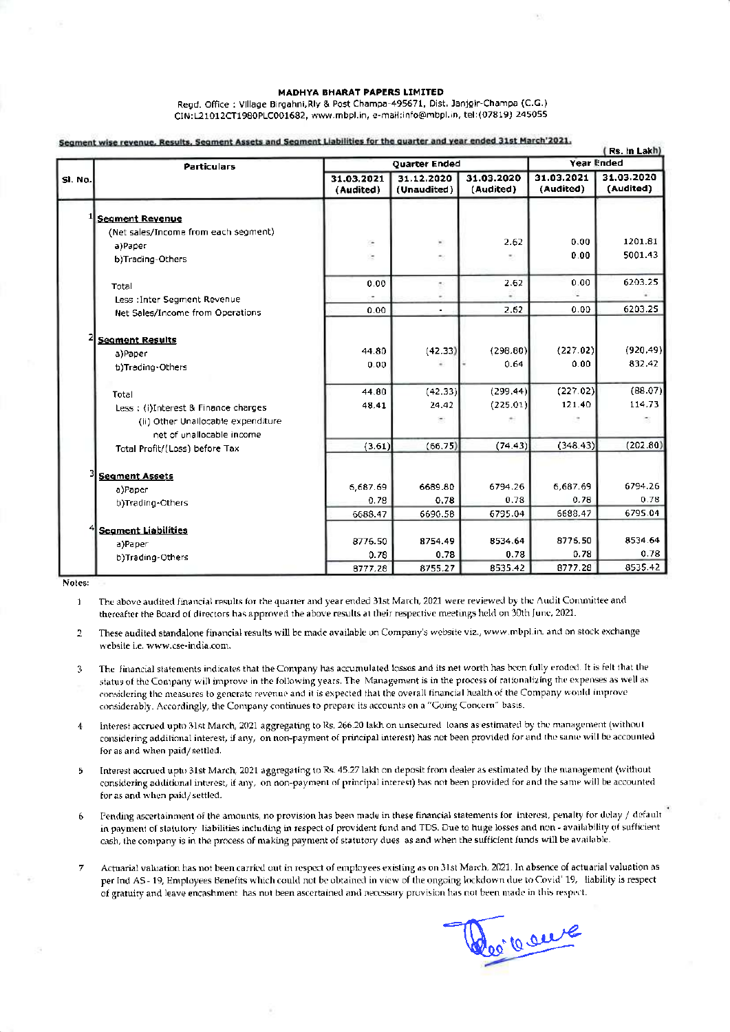**MADHYA BHARAT PAPERS LIMITED**

Regd. Office : Village Birgahni,Rly & Post Champa-495671, Dist. Janjgir-Champa (C.G.)
CIN:L21012CT1980PLC001682, www.mbpl.in, e-mail:info@mbpl.in, tel:(07819) 245055

**Segment wise revenue, Results, Segment Assets and Segment Liabilities for the quarter and year ended 31st March'2021.**

(Rs. in Lakh)

| Sl. No. | Particulars | Quarter Ended | | | Year Ended | |
|---|---|---|---|---|---|---|
| | | 31.03.2021 (Audited) | 31.12.2020 (Unaudited) | 31.03.2020 (Audited) | 31.03.2021 (Audited) | 31.03.2020 (Audited) |
| 1 | **Segment Revenue** | | | | | |
| | (Net sales/Income from each segment) | | | | | |
| | a)Paper | - | - | 2.62 | 0.00 | 1201.81 |
| | b)Trading-Others | - | - | - | 0.00 | 5001.43 |
| | Total | 0.00 | - | 2.62 | 0.00 | 6203.25 |
| | Less :Inter Segment Revenue | - | - | - | - | - |
| | Net Sales/Income from Operations | 0.00 | - | 2.62 | 0.00 | 6203.25 |
| 2 | **Segment Results** | | | | | |
| | a)Paper | 44.80 | (42.33) | (298.80) | (227.02) | (920.49) |
| | b)Trading-Others | 0.00 | - | 0.64 | 0.00 | 832.42 |
| | Total | 44.80 | (42.33) | (299.44) | (227.02) | (88.07) |
| | Less : (i)Interest & Finance charges | 48.41 | 24.42 | (225.01) | 121.40 | 114.73 |
| | (ii) Other Unallocable expenditure net of unallocable income | | - | - | - | - |
| | Total Profit/(Loss) before Tax | (3.61) | (66.75) | (74.43) | (348.43) | (202.80) |
| 3 | **Segment Assets** | | | | | |
| | a)Paper | 6,687.69 | 6689.80 | 6794.26 | 6,687.69 | 6794.26 |
| | b)Trading-Others | 0.78 | 0.78 | 0.78 | 0.78 | 0.78 |
| | | 6688.47 | 6690.58 | 6795.04 | 6688.47 | 6795.04 |
| 4 | **Segment Liabilities** | | | | | |
| | a)Paper | 8776.50 | 8754.49 | 8534.64 | 8776.50 | 8534.64 |
| | b)Trading-Others | 0.78 | 0.78 | 0.78 | 0.78 | 0.78 |
| | | 8777.28 | 8755.27 | 8535.42 | 8777.28 | 8535.42 |

Notes:

1. The above audited financial results for the quarter and year ended 31st March, 2021 were reviewed by the Audit Committee and thereafter the Board of directors has approved the above results at their respective meetings held on 30th June, 2021.

2. These audited standalone financial results will be made available on Company's website viz., www.mbpl.in. and on stock exchange website i.e. www.cse-india.com.

3. The financial statements indicates that the Company has accumulated losses and its net worth has been fully eroded. It is felt that the status of the Company will improve in the following years. The Management is in the process of rationalizing the expenses as well as considering the measures to generate revenue and it is expected that the overall financial health of the Company would improve considerably. Accordingly, the Company continues to prepare its accounts on a "Going Concern" basis.

4. Interest accrued upto 31st March, 2021 aggregating to Rs. 266.20 lakh on unsecured loans as estimated by the management (without considering additional interest, if any, on non-payment of principal interest) has not been provided for and the same will be accounted for as and when paid/ settled.

5. Interest accrued upto 31st March, 2021 aggregating to Rs. 45.27 lakh on deposit from dealer as estimated by the management (without considering additional interest, if any, on non-payment of principal interest) has not been provided for and the same will be accounted for as and when paid/ settled.

6. Pending ascertainment of the amounts, no provision has been made in these financial statements for interest, penalty for delay / default in payment of statutory liabilities including in respect of provident fund and TDS. Due to huge losses and non - availability of sufficient cash, the company is in the process of making payment of statutory dues as and when the sufficient funds will be available.

7. Actuarial valuation has not been carried out in respect of employees existing as on 31st March, 2021. In absence of actuarial valuation as per Ind AS - 19, Employees Benefits which could not be obtained in view of the ongoing lockdown due to Covid' 19, liability is respect of gratuity and leave encashment has not been ascertained and necessary provision has not been made in this respect.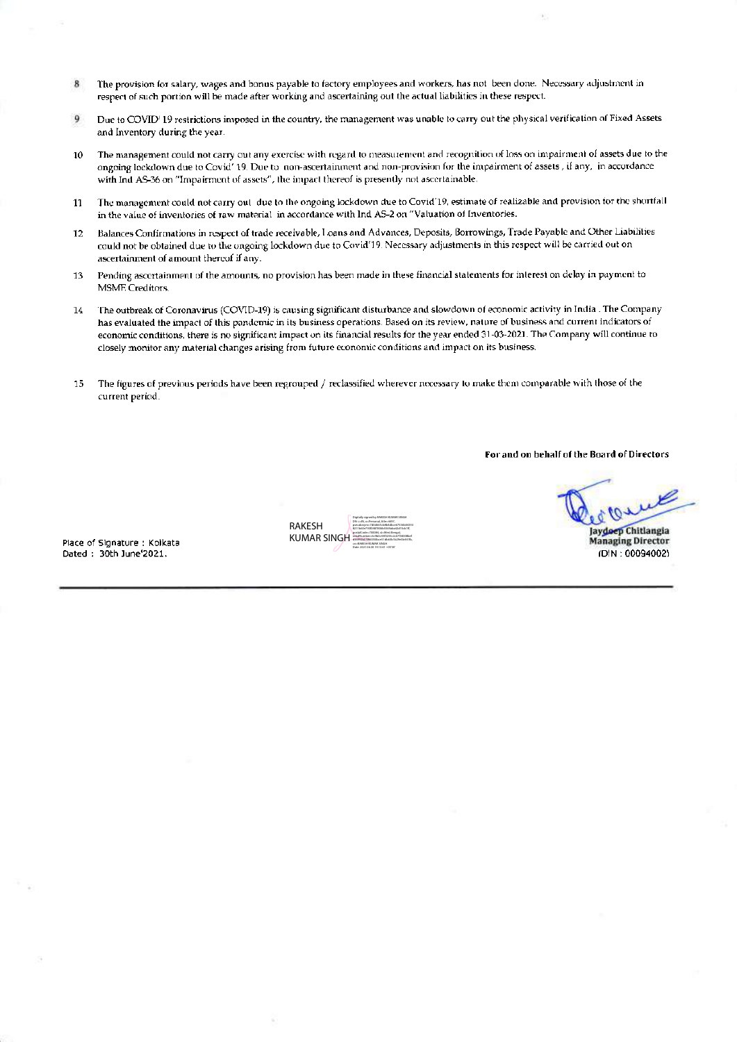8. The provision for salary, wages and bonus payable to factory employees and workers, has not been done. Necessary adjustment in respect of such portion will be made after working and ascertaining out the actual liabilities in these respect.

9. Due to COVID' 19 restrictions imposed in the country, the management was unable to carry out the physical verification of Fixed Assets and Inventory during the year.

10. The management could not carry out any exercise with regard to measurement and recognition of loss on impairment of assets due to the ongoing lockdown due to Covid' 19. Due to non-ascertainment and non-provision for the impairment of assets , if any, in accordance with Ind AS-36 on "Impairment of assets", the impact thereof is presently not ascertainable.

11. The management could not carry out due to the ongoing lockdown due to Covid'19, estimate of realizable and provision for the shortfall in the value of inventories of raw material in accordance with Ind AS-2 on "Valuation of Inventories.

12. Balances Confirmations in respect of trade receivable, Loans and Advances, Deposits, Borrowings, Trade Payable and Other Liabilities could not be obtained due to the ongoing lockdown due to Covid'19. Necessary adjustments in this respect will be carried out on ascertainment of amount thereof if any.

13. Pending ascertainment of the amounts, no provision has been made in these financial statements for interest on delay in payment to MSME Creditors.

14. The outbreak of Coronavirus (COVID-19) is causing significant disturbance and slowdown of economic activity in India . The Company has evaluated the impact of this pandemic in its business operations. Based on its review, nature of business and current indicators of economic conditions, there is no significant impact on its financial results for the year ended 31-03-2021. The Company will continue to closely monitor any material changes arising from future economic conditions and impact on its business.

15. The figures of previous periods have been regrouped / reclassified wherever necessary to make them comparable with those of the current period.

**For and on behalf of the Board of Directors**

RAKESH KUMAR SINGH

**Jaydeep Chitlangia**
**Managing Director**
(DIN : 00094002)

Place of Signature : Kolkata
Dated : 30th June'2021.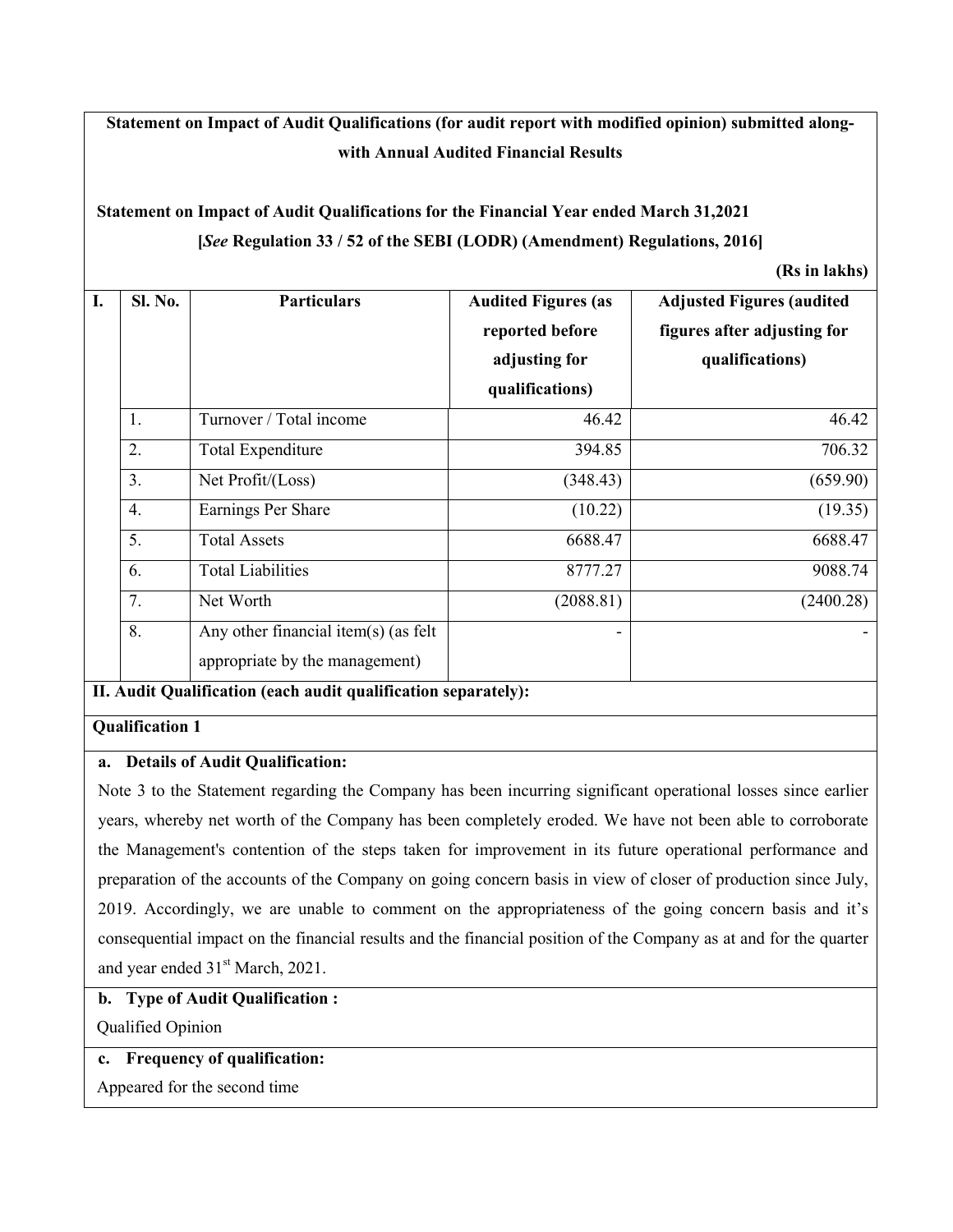**Statement on Impact of Audit Qualifications (for audit report with modified opinion) submitted along-with Annual Audited Financial Results**

**Statement on Impact of Audit Qualifications for the Financial Year ended March 31,2021**
**[*See* Regulation 33 / 52 of the SEBI (LODR) (Amendment) Regulations, 2016]**

**(Rs in lakhs)**

| I. | Sl. No. | Particulars | Audited Figures (as reported before adjusting for qualifications) | Adjusted Figures (audited figures after adjusting for qualifications) |
|---|---|---|---|---|
| | 1. | Turnover / Total income | 46.42 | 46.42 |
| | 2. | Total Expenditure | 394.85 | 706.32 |
| | 3. | Net Profit/(Loss) | (348.43) | (659.90) |
| | 4. | Earnings Per Share | (10.22) | (19.35) |
| | 5. | Total Assets | 6688.47 | 6688.47 |
| | 6. | Total Liabilities | 8777.27 | 9088.74 |
| | 7. | Net Worth | (2088.81) | (2400.28) |
| | 8. | Any other financial item(s) (as felt appropriate by the management) | - | - |

**II. Audit Qualification (each audit qualification separately):**

**Qualification 1**

**a. Details of Audit Qualification:**

Note 3 to the Statement regarding the Company has been incurring significant operational losses since earlier years, whereby net worth of the Company has been completely eroded. We have not been able to corroborate the Management's contention of the steps taken for improvement in its future operational performance and preparation of the accounts of the Company on going concern basis in view of closer of production since July, 2019. Accordingly, we are unable to comment on the appropriateness of the going concern basis and it's consequential impact on the financial results and the financial position of the Company as at and for the quarter and year ended 31st March, 2021.

**b. Type of Audit Qualification :**

Qualified Opinion

**c. Frequency of qualification:**

Appeared for the second time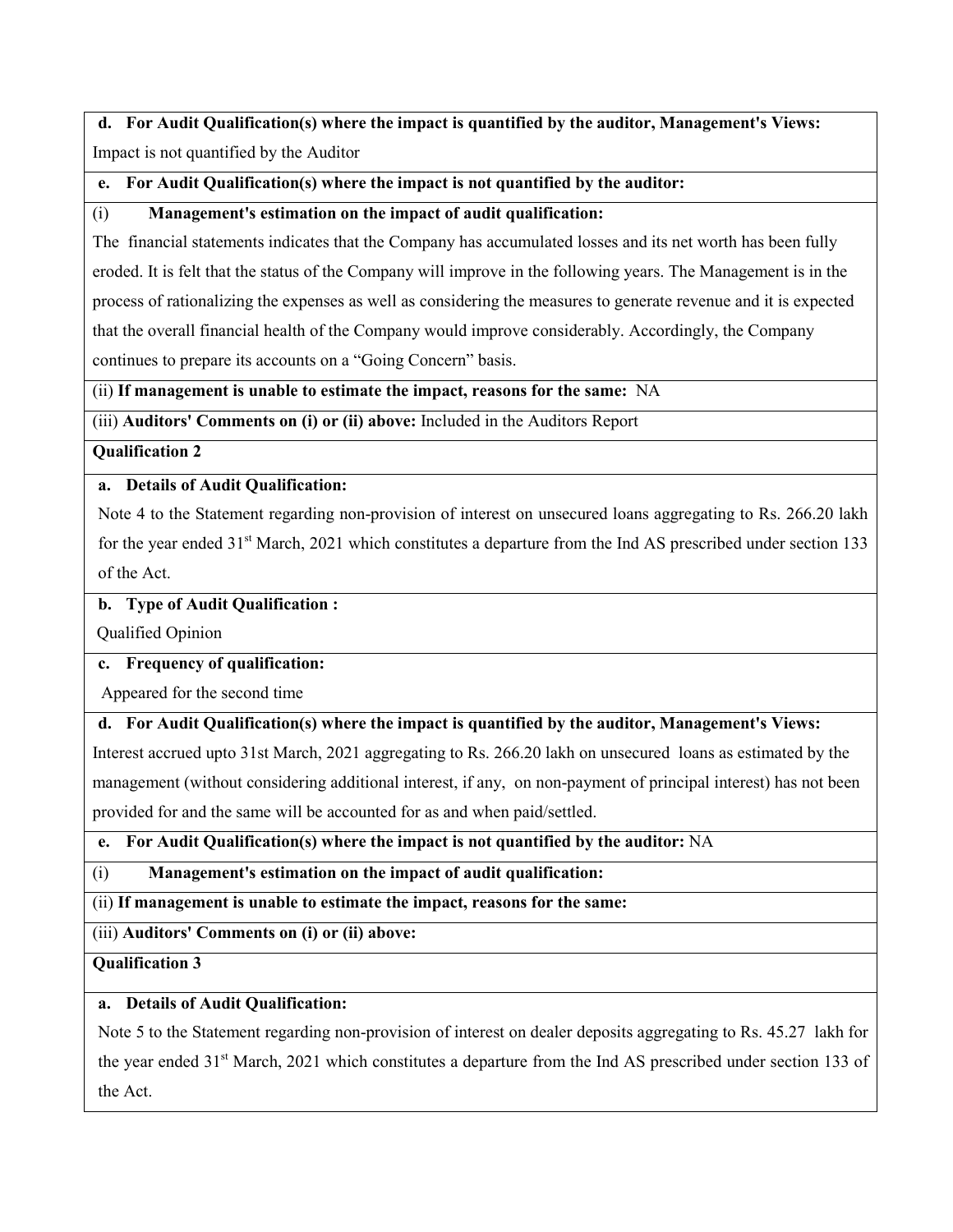**d. For Audit Qualification(s) where the impact is quantified by the auditor, Management's Views:**

Impact is not quantified by the Auditor

**e. For Audit Qualification(s) where the impact is not quantified by the auditor:**

(i) **Management's estimation on the impact of audit qualification:**

The financial statements indicates that the Company has accumulated losses and its net worth has been fully eroded. It is felt that the status of the Company will improve in the following years. The Management is in the process of rationalizing the expenses as well as considering the measures to generate revenue and it is expected that the overall financial health of the Company would improve considerably. Accordingly, the Company continues to prepare its accounts on a "Going Concern" basis.

(ii) **If management is unable to estimate the impact, reasons for the same:** NA

(iii) **Auditors' Comments on (i) or (ii) above:** Included in the Auditors Report

**Qualification 2**

**a. Details of Audit Qualification:**

Note 4 to the Statement regarding non-provision of interest on unsecured loans aggregating to Rs. 266.20 lakh for the year ended 31st March, 2021 which constitutes a departure from the Ind AS prescribed under section 133 of the Act.

**b. Type of Audit Qualification :**

Qualified Opinion

**c. Frequency of qualification:**

Appeared for the second time

**d. For Audit Qualification(s) where the impact is quantified by the auditor, Management's Views:**

Interest accrued upto 31st March, 2021 aggregating to Rs. 266.20 lakh on unsecured loans as estimated by the management (without considering additional interest, if any, on non-payment of principal interest) has not been provided for and the same will be accounted for as and when paid/settled.

**e. For Audit Qualification(s) where the impact is not quantified by the auditor:** NA

(i) **Management's estimation on the impact of audit qualification:**

(ii) **If management is unable to estimate the impact, reasons for the same:**

(iii) **Auditors' Comments on (i) or (ii) above:**

**Qualification 3**

**a. Details of Audit Qualification:**

Note 5 to the Statement regarding non-provision of interest on dealer deposits aggregating to Rs. 45.27 lakh for the year ended 31st March, 2021 which constitutes a departure from the Ind AS prescribed under section 133 of the Act.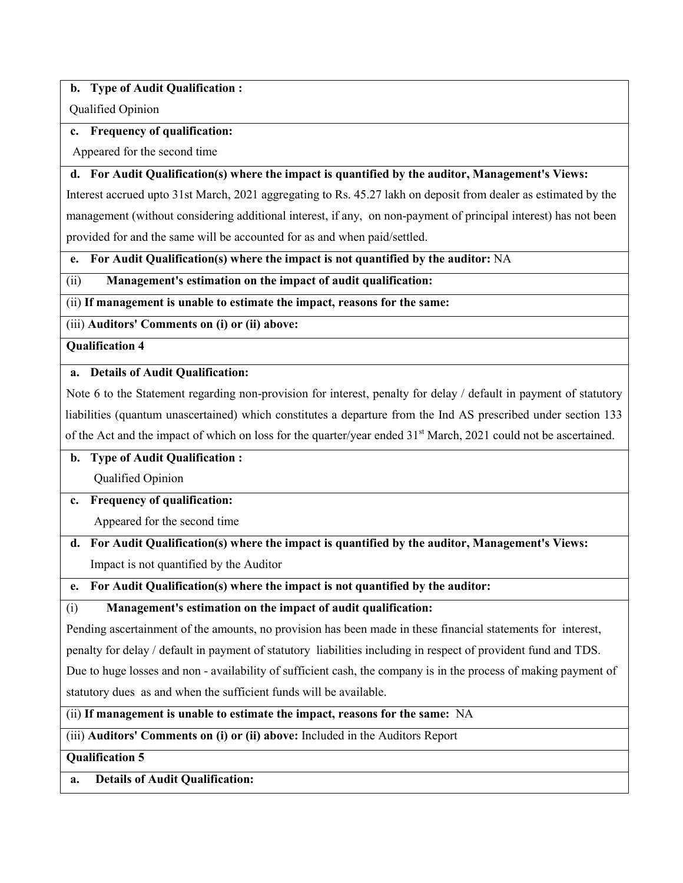**b. Type of Audit Qualification :**

Qualified Opinion

**c. Frequency of qualification:**

Appeared for the second time

**d. For Audit Qualification(s) where the impact is quantified by the auditor, Management's Views:**

Interest accrued upto 31st March, 2021 aggregating to Rs. 45.27 lakh on deposit from dealer as estimated by the management (without considering additional interest, if any, on non-payment of principal interest) has not been provided for and the same will be accounted for as and when paid/settled.

**e. For Audit Qualification(s) where the impact is not quantified by the auditor:** NA

(ii) **Management's estimation on the impact of audit qualification:**

(ii) **If management is unable to estimate the impact, reasons for the same:**

(iii) **Auditors' Comments on (i) or (ii) above:**

**Qualification 4**

**a. Details of Audit Qualification:**

Note 6 to the Statement regarding non-provision for interest, penalty for delay / default in payment of statutory liabilities (quantum unascertained) which constitutes a departure from the Ind AS prescribed under section 133 of the Act and the impact of which on loss for the quarter/year ended 31st March, 2021 could not be ascertained.

**b. Type of Audit Qualification :**

Qualified Opinion

**c. Frequency of qualification:**

Appeared for the second time

**d. For Audit Qualification(s) where the impact is quantified by the auditor, Management's Views:**

Impact is not quantified by the Auditor

**e. For Audit Qualification(s) where the impact is not quantified by the auditor:**

(i) **Management's estimation on the impact of audit qualification:**

Pending ascertainment of the amounts, no provision has been made in these financial statements for interest, penalty for delay / default in payment of statutory liabilities including in respect of provident fund and TDS. Due to huge losses and non - availability of sufficient cash, the company is in the process of making payment of statutory dues as and when the sufficient funds will be available.

(ii) **If management is unable to estimate the impact, reasons for the same:** NA

(iii) **Auditors' Comments on (i) or (ii) above:** Included in the Auditors Report

**Qualification 5**

**a. Details of Audit Qualification:**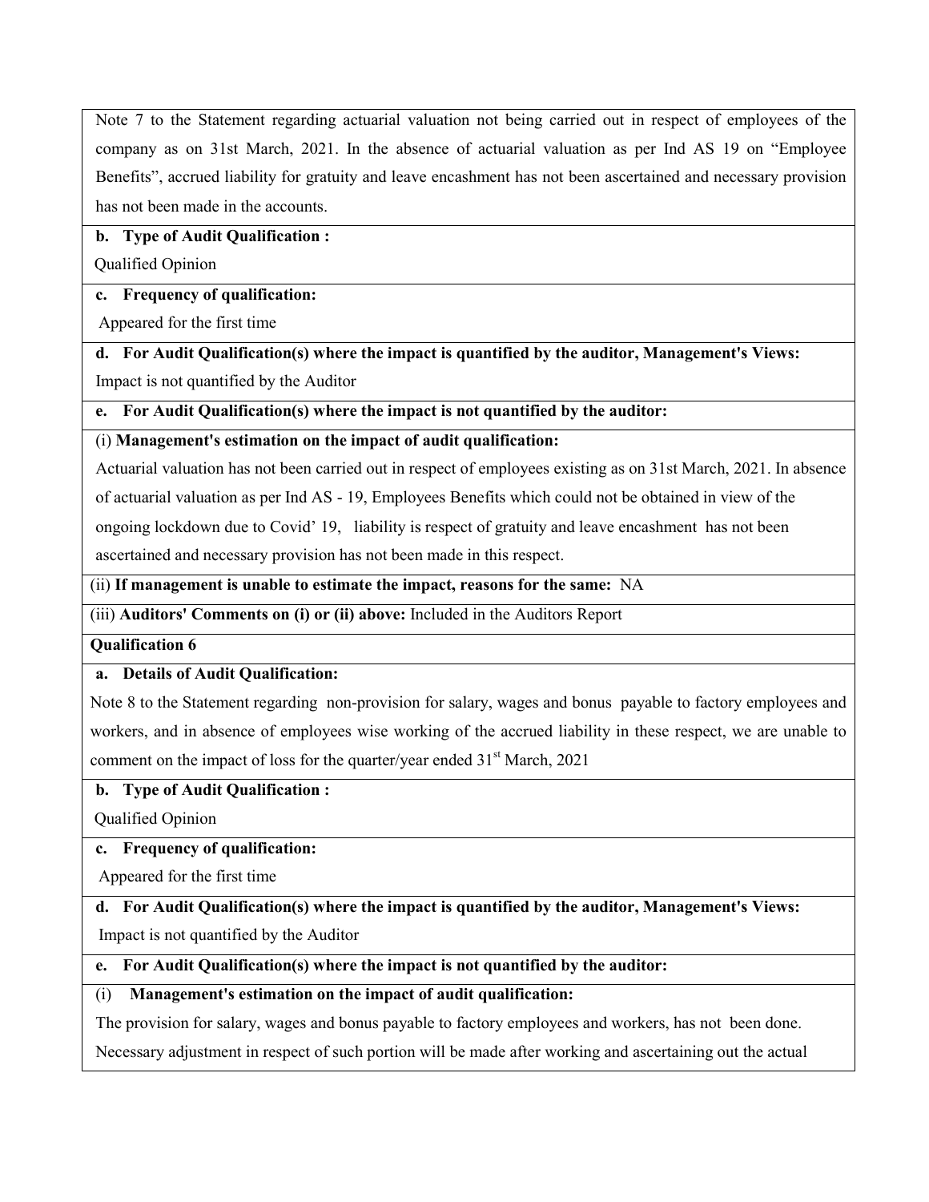Note 7 to the Statement regarding actuarial valuation not being carried out in respect of employees of the company as on 31st March, 2021. In the absence of actuarial valuation as per Ind AS 19 on "Employee Benefits", accrued liability for gratuity and leave encashment has not been ascertained and necessary provision has not been made in the accounts.

**b. Type of Audit Qualification :**

Qualified Opinion

**c. Frequency of qualification:**

Appeared for the first time

**d. For Audit Qualification(s) where the impact is quantified by the auditor, Management's Views:**

Impact is not quantified by the Auditor

**e. For Audit Qualification(s) where the impact is not quantified by the auditor:**

(i) **Management's estimation on the impact of audit qualification:**

Actuarial valuation has not been carried out in respect of employees existing as on 31st March, 2021. In absence of actuarial valuation as per Ind AS - 19, Employees Benefits which could not be obtained in view of the ongoing lockdown due to Covid' 19, liability is respect of gratuity and leave encashment has not been ascertained and necessary provision has not been made in this respect.

(ii) **If management is unable to estimate the impact, reasons for the same:** NA

(iii) **Auditors' Comments on (i) or (ii) above:** Included in the Auditors Report

**Qualification 6**

**a. Details of Audit Qualification:**

Note 8 to the Statement regarding non-provision for salary, wages and bonus payable to factory employees and workers, and in absence of employees wise working of the accrued liability in these respect, we are unable to comment on the impact of loss for the quarter/year ended 31st March, 2021

**b. Type of Audit Qualification :**

Qualified Opinion

**c. Frequency of qualification:**

Appeared for the first time

**d. For Audit Qualification(s) where the impact is quantified by the auditor, Management's Views:**

Impact is not quantified by the Auditor

**e. For Audit Qualification(s) where the impact is not quantified by the auditor:**

(i) **Management's estimation on the impact of audit qualification:**

The provision for salary, wages and bonus payable to factory employees and workers, has not been done. Necessary adjustment in respect of such portion will be made after working and ascertaining out the actual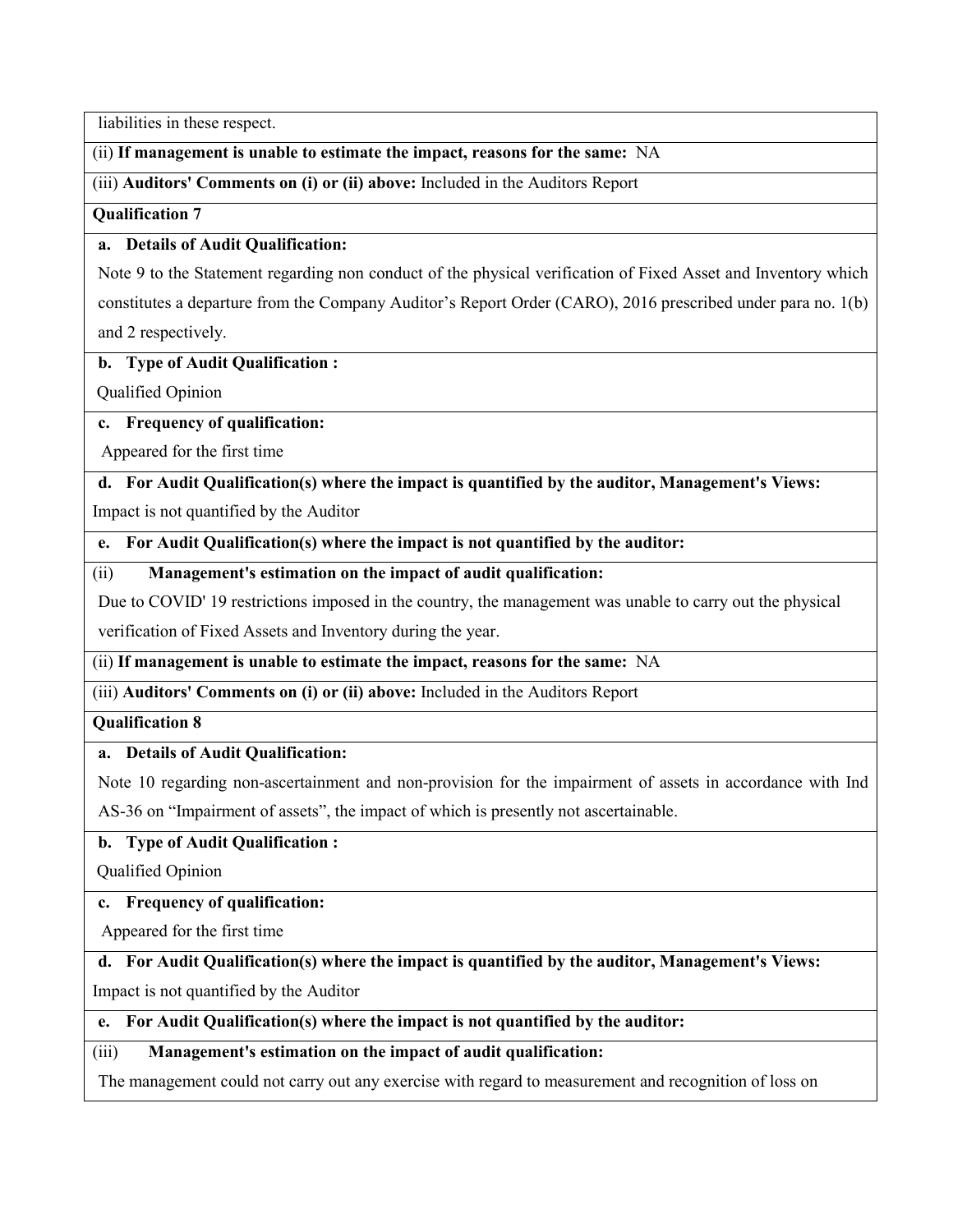liabilities in these respect.

(ii) **If management is unable to estimate the impact, reasons for the same:** NA

(iii) **Auditors' Comments on (i) or (ii) above:** Included in the Auditors Report

**Qualification 7**

**a. Details of Audit Qualification:**

Note 9 to the Statement regarding non conduct of the physical verification of Fixed Asset and Inventory which constitutes a departure from the Company Auditor's Report Order (CARO), 2016 prescribed under para no. 1(b) and 2 respectively.

**b. Type of Audit Qualification :**

Qualified Opinion

**c. Frequency of qualification:**

Appeared for the first time

**d. For Audit Qualification(s) where the impact is quantified by the auditor, Management's Views:**

Impact is not quantified by the Auditor

**e. For Audit Qualification(s) where the impact is not quantified by the auditor:**

(ii) **Management's estimation on the impact of audit qualification:**

Due to COVID' 19 restrictions imposed in the country, the management was unable to carry out the physical verification of Fixed Assets and Inventory during the year.

(ii) **If management is unable to estimate the impact, reasons for the same:** NA

(iii) **Auditors' Comments on (i) or (ii) above:** Included in the Auditors Report

**Qualification 8**

**a. Details of Audit Qualification:**

Note 10 regarding non-ascertainment and non-provision for the impairment of assets in accordance with Ind AS-36 on "Impairment of assets", the impact of which is presently not ascertainable.

**b. Type of Audit Qualification :**

Qualified Opinion

**c. Frequency of qualification:**

Appeared for the first time

**d. For Audit Qualification(s) where the impact is quantified by the auditor, Management's Views:**

Impact is not quantified by the Auditor

**e. For Audit Qualification(s) where the impact is not quantified by the auditor:**

(iii) **Management's estimation on the impact of audit qualification:**

The management could not carry out any exercise with regard to measurement and recognition of loss on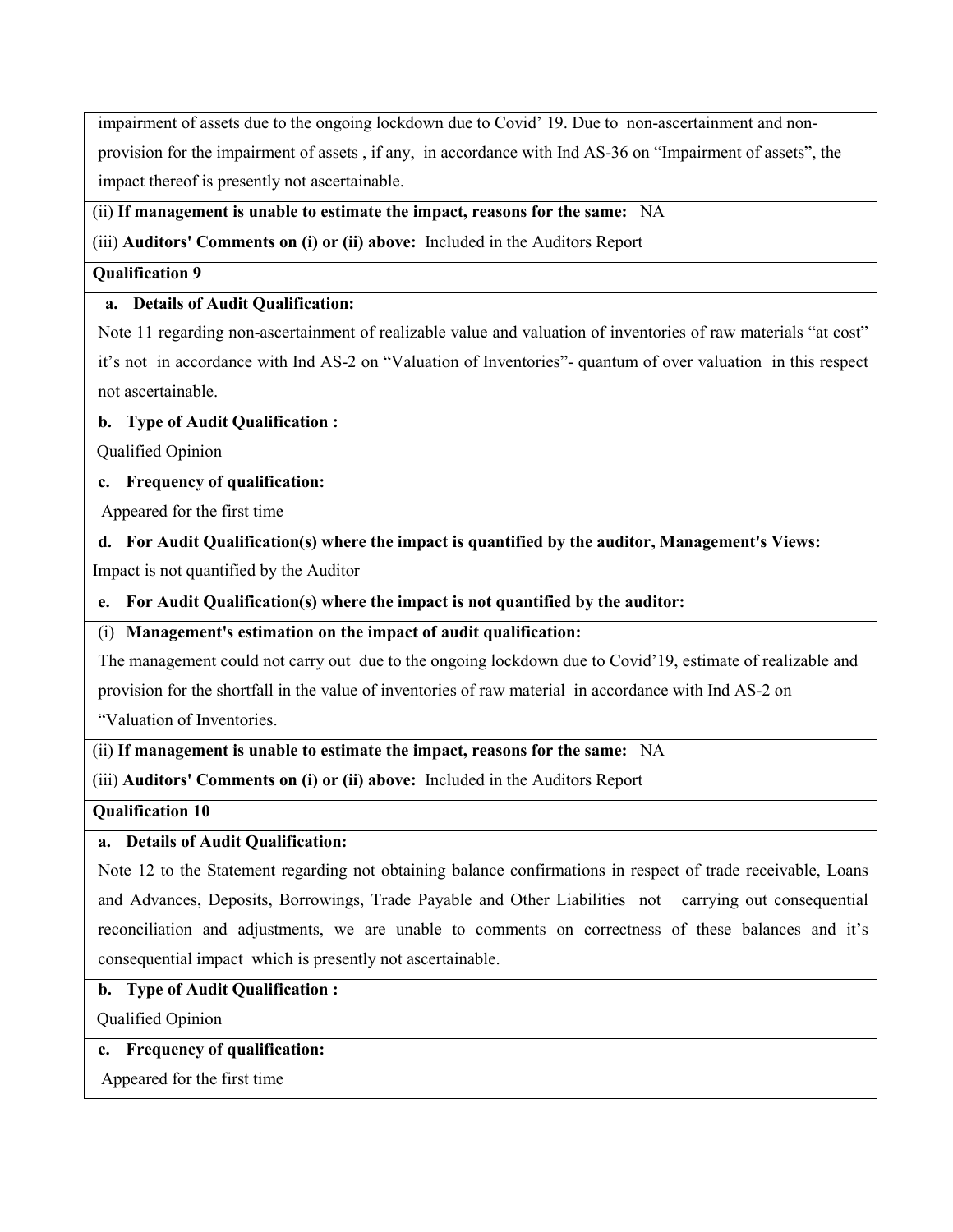impairment of assets due to the ongoing lockdown due to Covid' 19. Due to non-ascertainment and non-provision for the impairment of assets , if any, in accordance with Ind AS-36 on "Impairment of assets", the impact thereof is presently not ascertainable.

(ii) **If management is unable to estimate the impact, reasons for the same:** NA

(iii) **Auditors' Comments on (i) or (ii) above:** Included in the Auditors Report

**Qualification 9**

**a. Details of Audit Qualification:**

Note 11 regarding non-ascertainment of realizable value and valuation of inventories of raw materials "at cost" it's not in accordance with Ind AS-2 on "Valuation of Inventories"- quantum of over valuation in this respect not ascertainable.

**b. Type of Audit Qualification :**

Qualified Opinion

**c. Frequency of qualification:**

Appeared for the first time

**d. For Audit Qualification(s) where the impact is quantified by the auditor, Management's Views:**

Impact is not quantified by the Auditor

**e. For Audit Qualification(s) where the impact is not quantified by the auditor:**

(i) **Management's estimation on the impact of audit qualification:**

The management could not carry out due to the ongoing lockdown due to Covid'19, estimate of realizable and provision for the shortfall in the value of inventories of raw material in accordance with Ind AS-2 on "Valuation of Inventories.

(ii) **If management is unable to estimate the impact, reasons for the same:** NA

(iii) **Auditors' Comments on (i) or (ii) above:** Included in the Auditors Report

**Qualification 10**

**a. Details of Audit Qualification:**

Note 12 to the Statement regarding not obtaining balance confirmations in respect of trade receivable, Loans and Advances, Deposits, Borrowings, Trade Payable and Other Liabilities not carrying out consequential reconciliation and adjustments, we are unable to comments on correctness of these balances and it's consequential impact which is presently not ascertainable.

**b. Type of Audit Qualification :**

Qualified Opinion

**c. Frequency of qualification:**

Appeared for the first time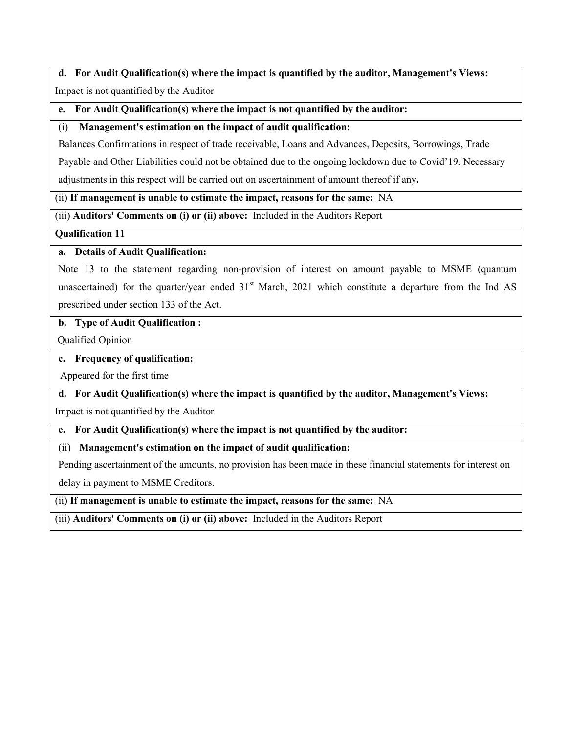**d. For Audit Qualification(s) where the impact is quantified by the auditor, Management's Views:**

Impact is not quantified by the Auditor

**e. For Audit Qualification(s) where the impact is not quantified by the auditor:**

(i) **Management's estimation on the impact of audit qualification:**

Balances Confirmations in respect of trade receivable, Loans and Advances, Deposits, Borrowings, Trade Payable and Other Liabilities could not be obtained due to the ongoing lockdown due to Covid'19. Necessary adjustments in this respect will be carried out on ascertainment of amount thereof if any**.**

(ii) **If management is unable to estimate the impact, reasons for the same:** NA

(iii) **Auditors' Comments on (i) or (ii) above:** Included in the Auditors Report

**Qualification 11**

**a. Details of Audit Qualification:**

Note 13 to the statement regarding non-provision of interest on amount payable to MSME (quantum unascertained) for the quarter/year ended 31st March, 2021 which constitute a departure from the Ind AS prescribed under section 133 of the Act.

**b. Type of Audit Qualification :**

Qualified Opinion

**c. Frequency of qualification:**

Appeared for the first time

**d. For Audit Qualification(s) where the impact is quantified by the auditor, Management's Views:**

Impact is not quantified by the Auditor

**e. For Audit Qualification(s) where the impact is not quantified by the auditor:**

(ii) **Management's estimation on the impact of audit qualification:**

Pending ascertainment of the amounts, no provision has been made in these financial statements for interest on delay in payment to MSME Creditors.

(ii) **If management is unable to estimate the impact, reasons for the same:** NA

(iii) **Auditors' Comments on (i) or (ii) above:** Included in the Auditors Report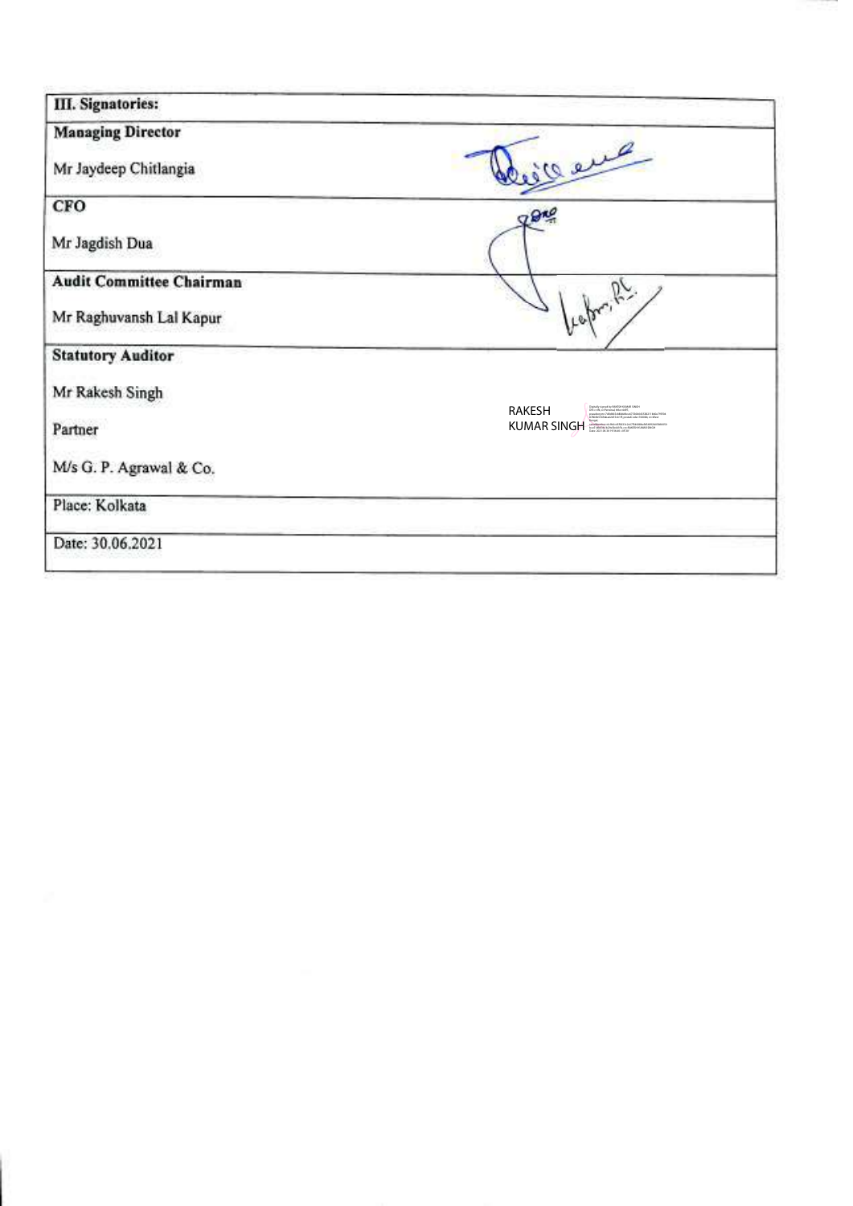| III. Signatories: | |
| --- | --- |
| **Managing Director**<br><br>Mr Jaydeep Chitlangia | |
| **CFO**<br><br>Mr Jagdish Dua | |
| **Audit Committee Chairman**<br><br>Mr Raghuvansh Lal Kapur | |
| **Statutory Auditor**<br><br>Mr Rakesh Singh<br><br>Partner<br><br>M/s G. P. Agrawal & Co. | RAKESH KUMAR SINGH |
| Place: Kolkata | |
| Date: 30.06.2021 | |